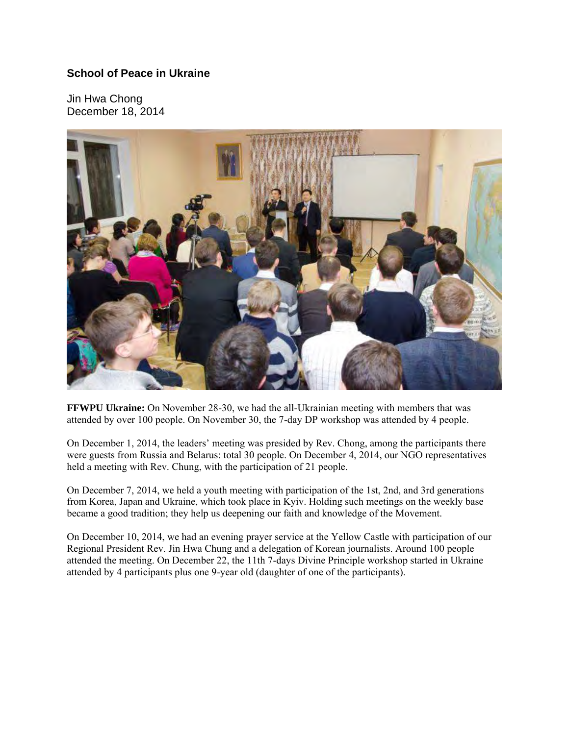### School of Peace in Ukraine

Jin Hwa Chong
December 18, 2014

**FFWPU Ukraine:** On November 28-30, we had the all-Ukrainian meeting with members that was attended by over 100 people. On November 30, the 7-day DP workshop was attended by 4 people.

On December 1, 2014, the leaders' meeting was presided by Rev. Chong, among the participants there were guests from Russia and Belarus: total 30 people. On December 4, 2014, our NGO representatives held a meeting with Rev. Chung, with the participation of 21 people.

On December 7, 2014, we held a youth meeting with participation of the 1st, 2nd, and 3rd generations from Korea, Japan and Ukraine, which took place in Kyiv. Holding such meetings on the weekly base became a good tradition; they help us deepening our faith and knowledge of the Movement.

On December 10, 2014, we had an evening prayer service at the Yellow Castle with participation of our Regional President Rev. Jin Hwa Chung and a delegation of Korean journalists. Around 100 people attended the meeting. On December 22, the 11th 7-days Divine Principle workshop started in Ukraine attended by 4 participants plus one 9-year old (daughter of one of the participants).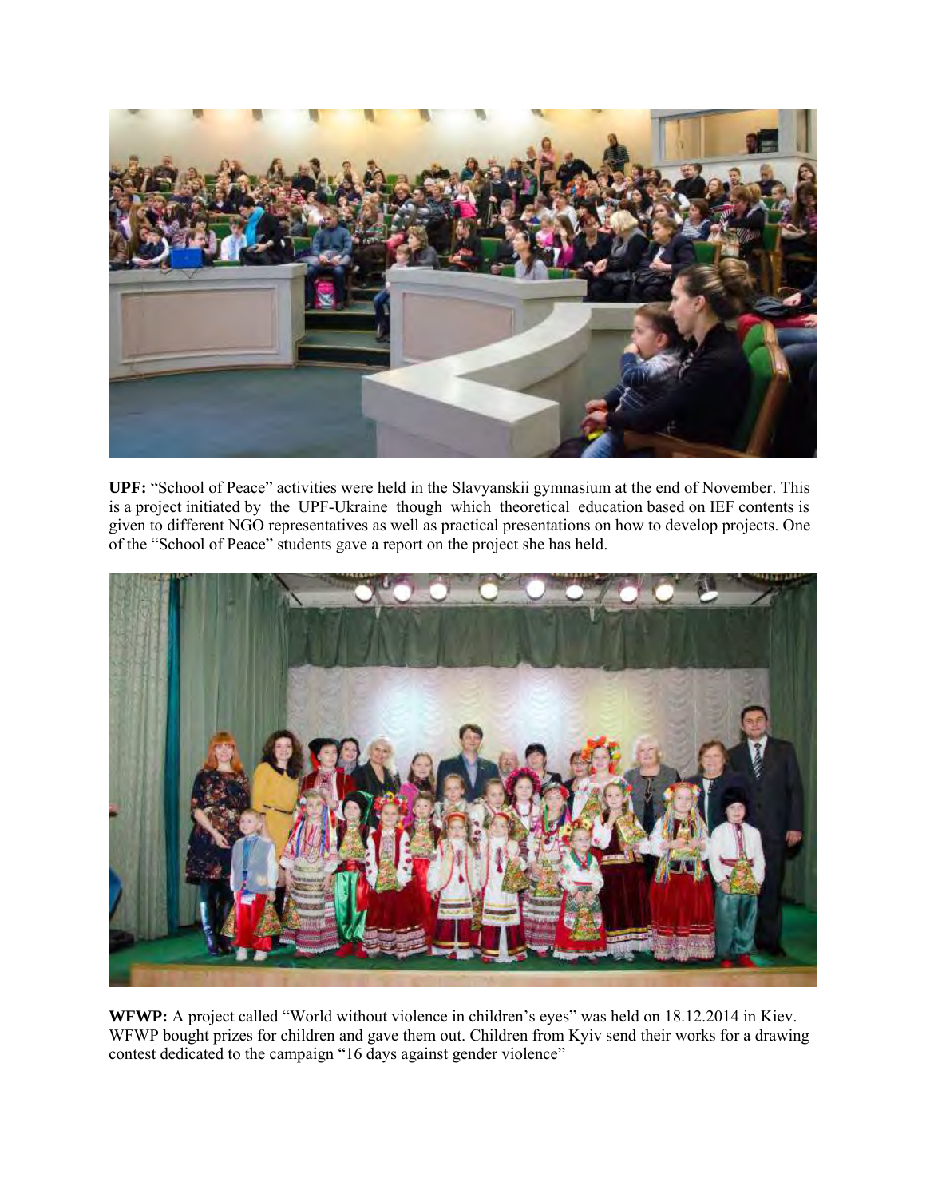**UPF:** "School of Peace" activities were held in the Slavyanskii gymnasium at the end of November. This is a project initiated by the UPF-Ukraine though which theoretical education based on IEF contents is given to different NGO representatives as well as practical presentations on how to develop projects. One of the "School of Peace" students gave a report on the project she has held.

**WFWP:** A project called "World without violence in children's eyes" was held on 18.12.2014 in Kiev. WFWP bought prizes for children and gave them out. Children from Kyiv send their works for a drawing contest dedicated to the campaign "16 days against gender violence"